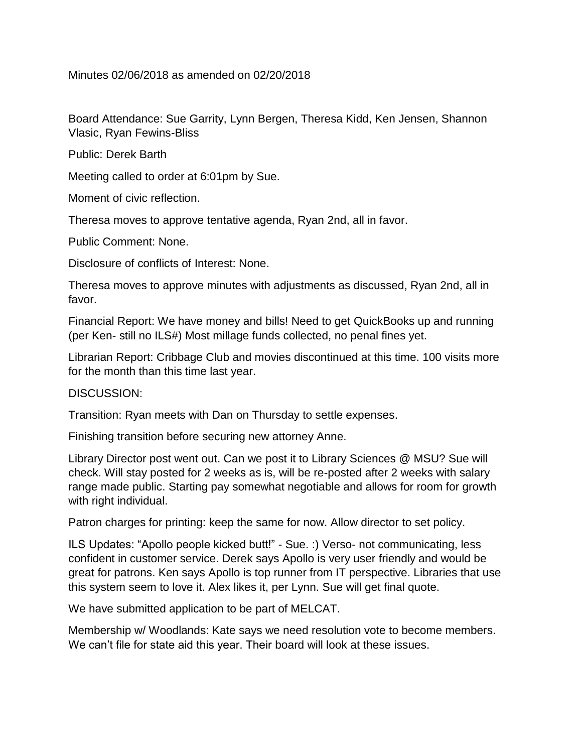Minutes 02/06/2018 as amended on 02/20/2018

Board Attendance: Sue Garrity, Lynn Bergen, Theresa Kidd, Ken Jensen, Shannon Vlasic, Ryan Fewins-Bliss

Public: Derek Barth

Meeting called to order at 6:01pm by Sue.

Moment of civic reflection.

Theresa moves to approve tentative agenda, Ryan 2nd, all in favor.

Public Comment: None.

Disclosure of conflicts of Interest: None.

Theresa moves to approve minutes with adjustments as discussed, Ryan 2nd, all in favor.

Financial Report: We have money and bills! Need to get QuickBooks up and running (per Ken- still no ILS#) Most millage funds collected, no penal fines yet.

Librarian Report: Cribbage Club and movies discontinued at this time. 100 visits more for the month than this time last year.

DISCUSSION:

Transition: Ryan meets with Dan on Thursday to settle expenses.

Finishing transition before securing new attorney Anne.

Library Director post went out. Can we post it to Library Sciences @ MSU? Sue will check. Will stay posted for 2 weeks as is, will be re-posted after 2 weeks with salary range made public. Starting pay somewhat negotiable and allows for room for growth with right individual.

Patron charges for printing: keep the same for now. Allow director to set policy.

ILS Updates: "Apollo people kicked butt!" - Sue. :) Verso- not communicating, less confident in customer service. Derek says Apollo is very user friendly and would be great for patrons. Ken says Apollo is top runner from IT perspective. Libraries that use this system seem to love it. Alex likes it, per Lynn. Sue will get final quote.

We have submitted application to be part of MELCAT.

Membership w/ Woodlands: Kate says we need resolution vote to become members. We can't file for state aid this year. Their board will look at these issues.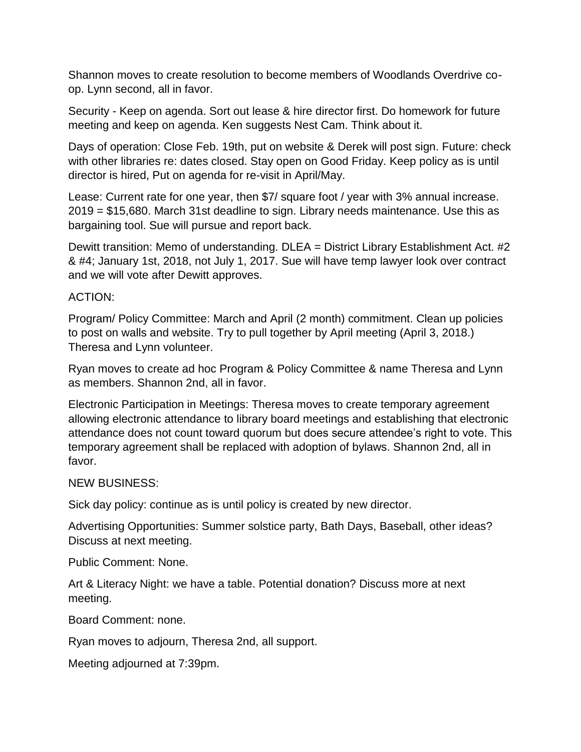Shannon moves to create resolution to become members of Woodlands Overdrive co-op. Lynn second, all in favor.

Security - Keep on agenda. Sort out lease & hire director first. Do homework for future meeting and keep on agenda. Ken suggests Nest Cam. Think about it.

Days of operation: Close Feb. 19th, put on website & Derek will post sign. Future: check with other libraries re: dates closed. Stay open on Good Friday. Keep policy as is until director is hired, Put on agenda for re-visit in April/May.

Lease: Current rate for one year, then $7/ square foot / year with 3% annual increase. 2019 = $15,680. March 31st deadline to sign. Library needs maintenance. Use this as bargaining tool. Sue will pursue and report back.

Dewitt transition: Memo of understanding. DLEA = District Library Establishment Act. #2 & #4; January 1st, 2018, not July 1, 2017. Sue will have temp lawyer look over contract and we will vote after Dewitt approves.

ACTION:

Program/ Policy Committee: March and April (2 month) commitment. Clean up policies to post on walls and website. Try to pull together by April meeting (April 3, 2018.) Theresa and Lynn volunteer.

Ryan moves to create ad hoc Program & Policy Committee & name Theresa and Lynn as members. Shannon 2nd, all in favor.

Electronic Participation in Meetings: Theresa moves to create temporary agreement allowing electronic attendance to library board meetings and establishing that electronic attendance does not count toward quorum but does secure attendee's right to vote. This temporary agreement shall be replaced with adoption of bylaws. Shannon 2nd, all in favor.

NEW BUSINESS:

Sick day policy: continue as is until policy is created by new director.

Advertising Opportunities: Summer solstice party, Bath Days, Baseball, other ideas? Discuss at next meeting.

Public Comment: None.

Art & Literacy Night: we have a table. Potential donation? Discuss more at next meeting.

Board Comment: none.

Ryan moves to adjourn, Theresa 2nd, all support.

Meeting adjourned at 7:39pm.